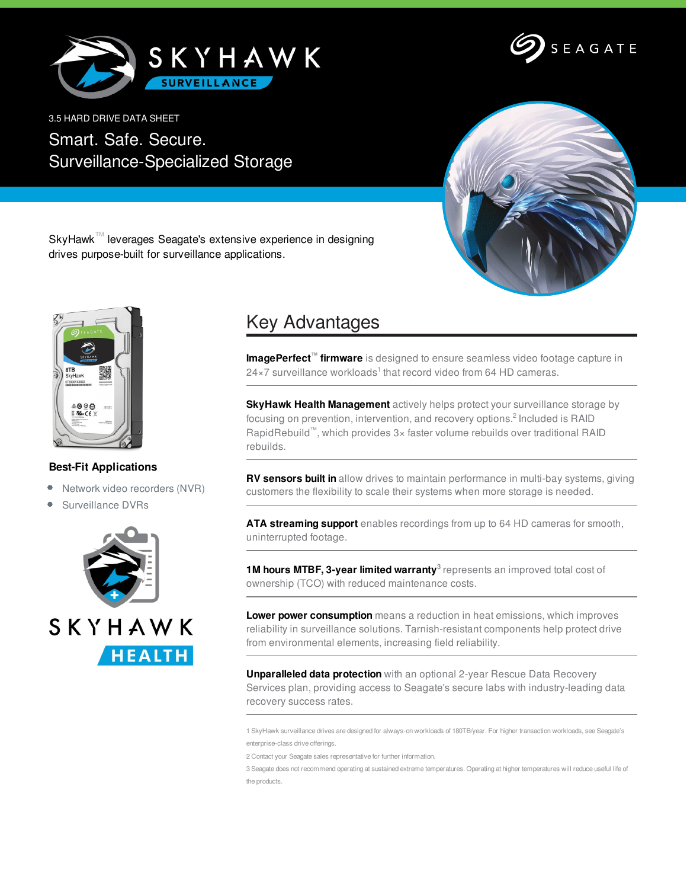3.5 HARD DRIVE DATA SHEET

# Smart. Safe. Secure.
# Surveillance-Specialized Storage

SkyHawk™ leverages Seagate's extensive experience in designing drives purpose-built for surveillance applications.

## Key Advantages

**ImagePerfect™ firmware** is designed to ensure seamless video footage capture in 24×7 surveillance workloads[1] that record video from 64 HD cameras.

**SkyHawk Health Management** actively helps protect your surveillance storage by focusing on prevention, intervention, and recovery options.[2] Included is RAID RapidRebuild™, which provides 3× faster volume rebuilds over traditional RAID rebuilds.

**RV sensors built in** allow drives to maintain performance in multi-bay systems, giving customers the flexibility to scale their systems when more storage is needed.

**ATA streaming support** enables recordings from up to 64 HD cameras for smooth, uninterrupted footage.

**1M hours MTBF, 3-year limited warranty**[3] represents an improved total cost of ownership (TCO) with reduced maintenance costs.

**Lower power consumption** means a reduction in heat emissions, which improves reliability in surveillance solutions. Tarnish-resistant components help protect drive from environmental elements, increasing field reliability.

**Unparalleled data protection** with an optional 2-year Rescue Data Recovery Services plan, providing access to Seagate's secure labs with industry-leading data recovery success rates.

1 SkyHawk surveillance drives are designed for always-on workloads of 180TB/year. For higher transaction workloads, see Seagate's enterprise-class drive offerings.

2 Contact your Seagate sales representative for further information.

3 Seagate does not recommend operating at sustained extreme temperatures. Operating at higher temperatures will reduce useful life of the products.

### Best-Fit Applications

- Network video recorders (NVR)
- Surveillance DVRs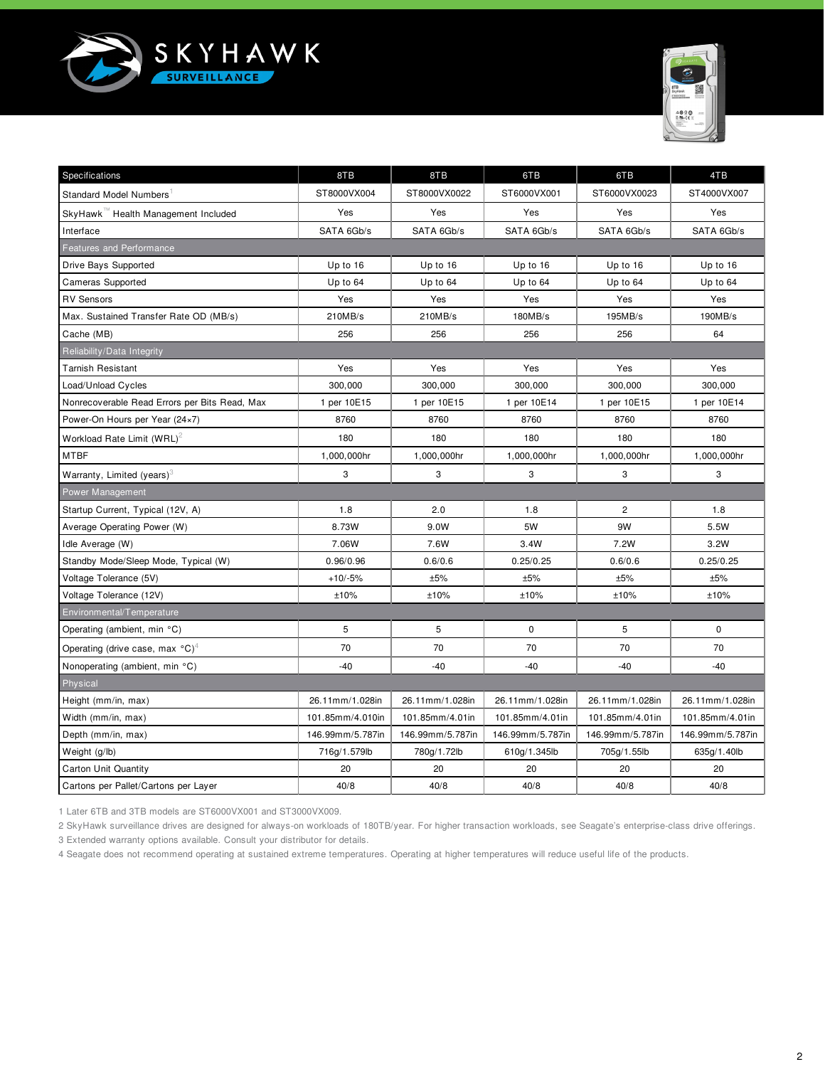# SKYHAWK SURVEILLANCE

| Specifications | 8TB | 8TB | 6TB | 6TB | 4TB |
|---|---|---|---|---|---|
| Standard Model Numbers[1] | ST8000VX004 | ST8000VX0022 | ST6000VX001 | ST6000VX0023 | ST4000VX007 |
| SkyHawk™ Health Management Included | Yes | Yes | Yes | Yes | Yes |
| Interface | SATA 6Gb/s | SATA 6Gb/s | SATA 6Gb/s | SATA 6Gb/s | SATA 6Gb/s |
| **Features and Performance** | | | | | |
| Drive Bays Supported | Up to 16 | Up to 16 | Up to 16 | Up to 16 | Up to 16 |
| Cameras Supported | Up to 64 | Up to 64 | Up to 64 | Up to 64 | Up to 64 |
| RV Sensors | Yes | Yes | Yes | Yes | Yes |
| Max. Sustained Transfer Rate OD (MB/s) | 210MB/s | 210MB/s | 180MB/s | 195MB/s | 190MB/s |
| Cache (MB) | 256 | 256 | 256 | 256 | 64 |
| **Reliability/Data Integrity** | | | | | |
| Tarnish Resistant | Yes | Yes | Yes | Yes | Yes |
| Load/Unload Cycles | 300,000 | 300,000 | 300,000 | 300,000 | 300,000 |
| Nonrecoverable Read Errors per Bits Read, Max | 1 per 10E15 | 1 per 10E15 | 1 per 10E14 | 1 per 10E15 | 1 per 10E14 |
| Power-On Hours per Year (24×7) | 8760 | 8760 | 8760 | 8760 | 8760 |
| Workload Rate Limit (WRL)[2] | 180 | 180 | 180 | 180 | 180 |
| MTBF | 1,000,000hr | 1,000,000hr | 1,000,000hr | 1,000,000hr | 1,000,000hr |
| Warranty, Limited (years)[3] | 3 | 3 | 3 | 3 | 3 |
| **Power Management** | | | | | |
| Startup Current, Typical (12V, A) | 1.8 | 2.0 | 1.8 | 2 | 1.8 |
| Average Operating Power (W) | 8.73W | 9.0W | 5W | 9W | 5.5W |
| Idle Average (W) | 7.06W | 7.6W | 3.4W | 7.2W | 3.2W |
| Standby Mode/Sleep Mode, Typical (W) | 0.96/0.96 | 0.6/0.6 | 0.25/0.25 | 0.6/0.6 | 0.25/0.25 |
| Voltage Tolerance (5V) | +10/-5% | ±5% | ±5% | ±5% | ±5% |
| Voltage Tolerance (12V) | ±10% | ±10% | ±10% | ±10% | ±10% |
| **Environmental/Temperature** | | | | | |
| Operating (ambient, min °C) | 5 | 5 | 0 | 5 | 0 |
| Operating (drive case, max °C)[4] | 70 | 70 | 70 | 70 | 70 |
| Nonoperating (ambient, min °C) | -40 | -40 | -40 | -40 | -40 |
| **Physical** | | | | | |
| Height (mm/in, max) | 26.11mm/1.028in | 26.11mm/1.028in | 26.11mm/1.028in | 26.11mm/1.028in | 26.11mm/1.028in |
| Width (mm/in, max) | 101.85mm/4.010in | 101.85mm/4.01in | 101.85mm/4.01in | 101.85mm/4.01in | 101.85mm/4.01in |
| Depth (mm/in, max) | 146.99mm/5.787in | 146.99mm/5.787in | 146.99mm/5.787in | 146.99mm/5.787in | 146.99mm/5.787in |
| Weight (g/lb) | 716g/1.579lb | 780g/1.72lb | 610g/1.345lb | 705g/1.55lb | 635g/1.40lb |
| Carton Unit Quantity | 20 | 20 | 20 | 20 | 20 |
| Cartons per Pallet/Cartons per Layer | 40/8 | 40/8 | 40/8 | 40/8 | 40/8 |

1 Later 6TB and 3TB models are ST6000VX001 and ST3000VX009.

2 SkyHawk surveillance drives are designed for always-on workloads of 180TB/year. For higher transaction workloads, see Seagate's enterprise-class drive offerings.

3 Extended warranty options available. Consult your distributor for details.

4 Seagate does not recommend operating at sustained extreme temperatures. Operating at higher temperatures will reduce useful life of the products.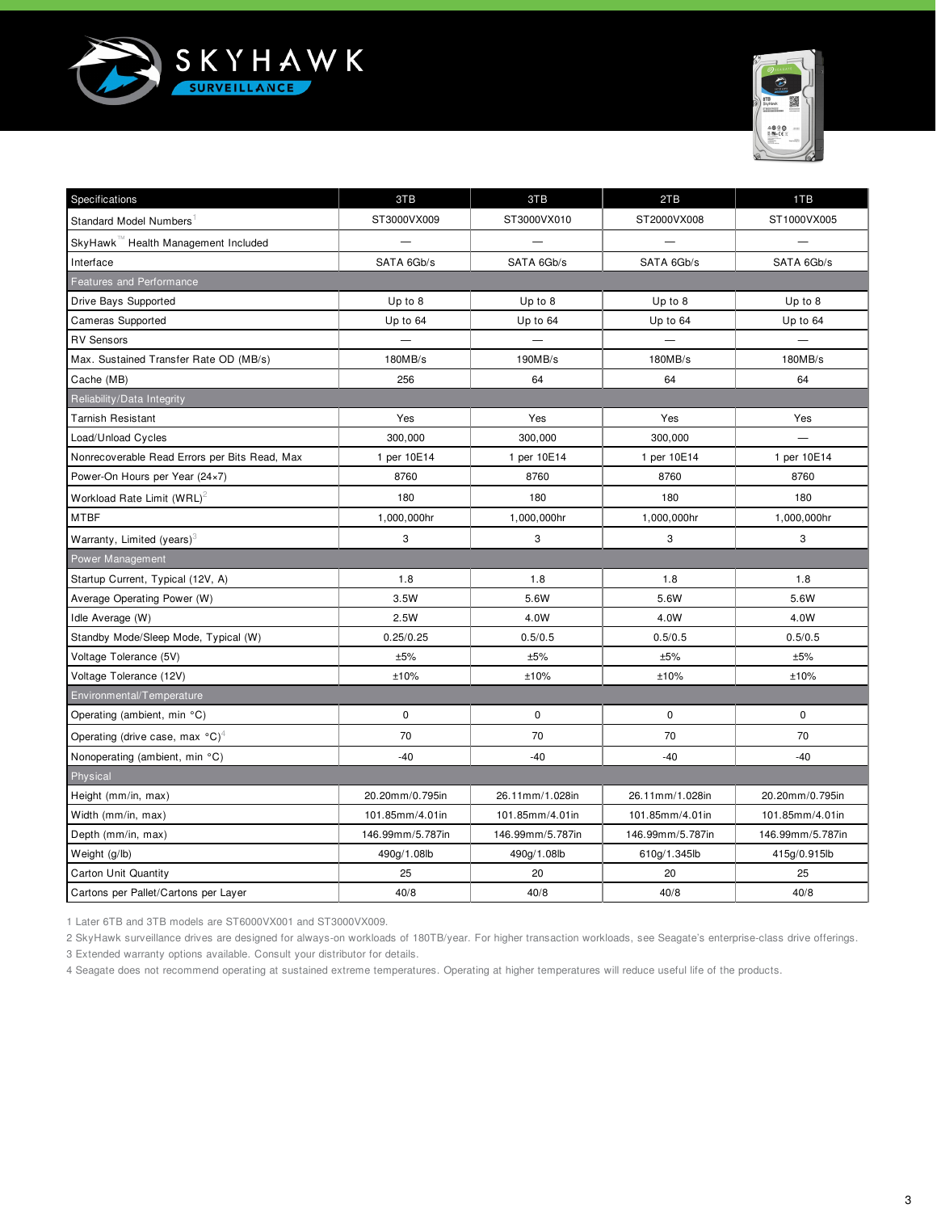# SKYHAWK SURVEILLANCE

| Specifications | 3TB | 3TB | 2TB | 1TB |
|---|---|---|---|---|
| Standard Model Numbers[1] | ST3000VX009 | ST3000VX010 | ST2000VX008 | ST1000VX005 |
| SkyHawk™ Health Management Included | — | — | — | — |
| Interface | SATA 6Gb/s | SATA 6Gb/s | SATA 6Gb/s | SATA 6Gb/s |
| **Features and Performance** | | | | |
| Drive Bays Supported | Up to 8 | Up to 8 | Up to 8 | Up to 8 |
| Cameras Supported | Up to 64 | Up to 64 | Up to 64 | Up to 64 |
| RV Sensors | — | — | — | — |
| Max. Sustained Transfer Rate OD (MB/s) | 180MB/s | 190MB/s | 180MB/s | 180MB/s |
| Cache (MB) | 256 | 64 | 64 | 64 |
| **Reliability/Data Integrity** | | | | |
| Tarnish Resistant | Yes | Yes | Yes | Yes |
| Load/Unload Cycles | 300,000 | 300,000 | 300,000 | — |
| Nonrecoverable Read Errors per Bits Read, Max | 1 per 10E14 | 1 per 10E14 | 1 per 10E14 | 1 per 10E14 |
| Power-On Hours per Year (24×7) | 8760 | 8760 | 8760 | 8760 |
| Workload Rate Limit (WRL)[2] | 180 | 180 | 180 | 180 |
| MTBF | 1,000,000hr | 1,000,000hr | 1,000,000hr | 1,000,000hr |
| Warranty, Limited (years)[3] | 3 | 3 | 3 | 3 |
| **Power Management** | | | | |
| Startup Current, Typical (12V, A) | 1.8 | 1.8 | 1.8 | 1.8 |
| Average Operating Power (W) | 3.5W | 5.6W | 5.6W | 5.6W |
| Idle Average (W) | 2.5W | 4.0W | 4.0W | 4.0W |
| Standby Mode/Sleep Mode, Typical (W) | 0.25/0.25 | 0.5/0.5 | 0.5/0.5 | 0.5/0.5 |
| Voltage Tolerance (5V) | ±5% | ±5% | ±5% | ±5% |
| Voltage Tolerance (12V) | ±10% | ±10% | ±10% | ±10% |
| **Environmental/Temperature** | | | | |
| Operating (ambient, min °C) | 0 | 0 | 0 | 0 |
| Operating (drive case, max °C)[4] | 70 | 70 | 70 | 70 |
| Nonoperating (ambient, min °C) | -40 | -40 | -40 | -40 |
| **Physical** | | | | |
| Height (mm/in, max) | 20.20mm/0.795in | 26.11mm/1.028in | 26.11mm/1.028in | 20.20mm/0.795in |
| Width (mm/in, max) | 101.85mm/4.01in | 101.85mm/4.01in | 101.85mm/4.01in | 101.85mm/4.01in |
| Depth (mm/in, max) | 146.99mm/5.787in | 146.99mm/5.787in | 146.99mm/5.787in | 146.99mm/5.787in |
| Weight (g/lb) | 490g/1.08lb | 490g/1.08lb | 610g/1.345lb | 415g/0.915lb |
| Carton Unit Quantity | 25 | 20 | 20 | 25 |
| Cartons per Pallet/Cartons per Layer | 40/8 | 40/8 | 40/8 | 40/8 |

1 Later 6TB and 3TB models are ST6000VX001 and ST3000VX009.

2 SkyHawk surveillance drives are designed for always-on workloads of 180TB/year. For higher transaction workloads, see Seagate's enterprise-class drive offerings.

3 Extended warranty options available. Consult your distributor for details.

4 Seagate does not recommend operating at sustained extreme temperatures. Operating at higher temperatures will reduce useful life of the products.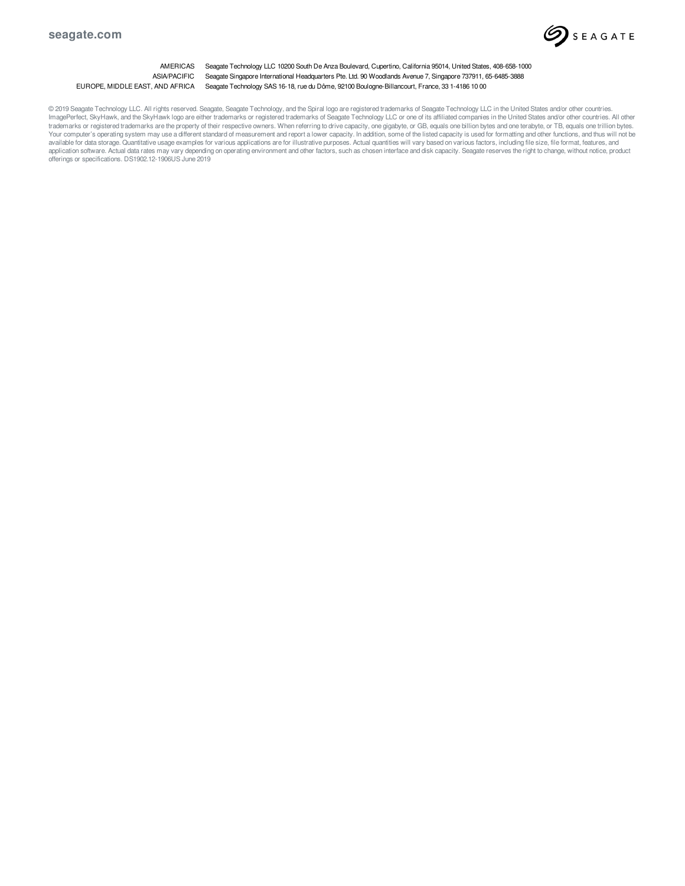**seagate.com**

| | |
|---|---|
| AMERICAS | Seagate Technology LLC 10200 South De Anza Boulevard, Cupertino, California 95014, United States, 408-658-1000 |
| ASIA/PACIFIC | Seagate Singapore International Headquarters Pte. Ltd. 90 Woodlands Avenue 7, Singapore 737911, 65-6485-3888 |
| EUROPE, MIDDLE EAST, AND AFRICA | Seagate Technology SAS 16-18, rue du Dôme, 92100 Boulogne-Billancourt, France, 33 1-4186 10 00 |

© 2019 Seagate Technology LLC. All rights reserved. Seagate, Seagate Technology, and the Spiral logo are registered trademarks of Seagate Technology LLC in the United States and/or other countries. ImagePerfect, SkyHawk, and the SkyHawk logo are either trademarks or registered trademarks of Seagate Technology LLC or one of its affiliated companies in the United States and/or other countries. All other trademarks or registered trademarks are the property of their respective owners. When referring to drive capacity, one gigabyte, or GB, equals one billion bytes and one terabyte, or TB, equals one trillion bytes. Your computer's operating system may use a different standard of measurement and report a lower capacity. In addition, some of the listed capacity is used for formatting and other functions, and thus will not be available for data storage. Quantitative usage examples for various applications are for illustrative purposes. Actual quantities will vary based on various factors, including file size, file format, features, and application software. Actual data rates may vary depending on operating environment and other factors, such as chosen interface and disk capacity. Seagate reserves the right to change, without notice, product offerings or specifications. DS1902.12-1906US June 2019